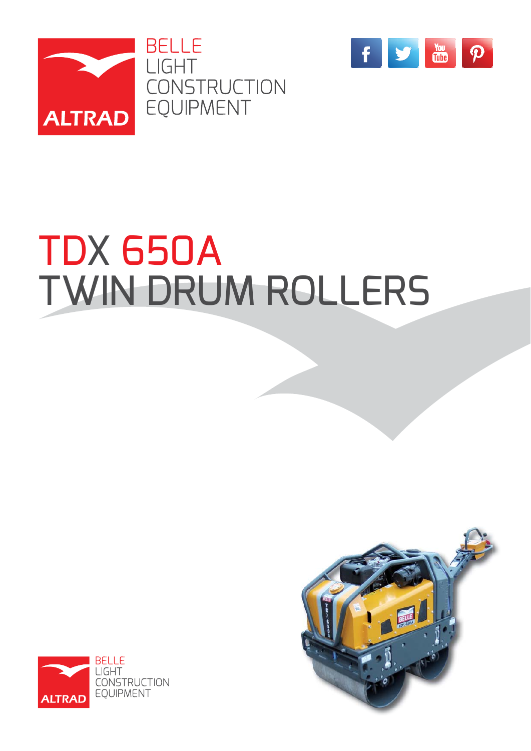BELLE
LIGHT
CONSTRUCTION
EQUIPMENT

ALTRAD

# TDX 650A
# TWIN DRUM ROLLERS

ALTRAD

BELLE
LIGHT
CONSTRUCTION
EQUIPMENT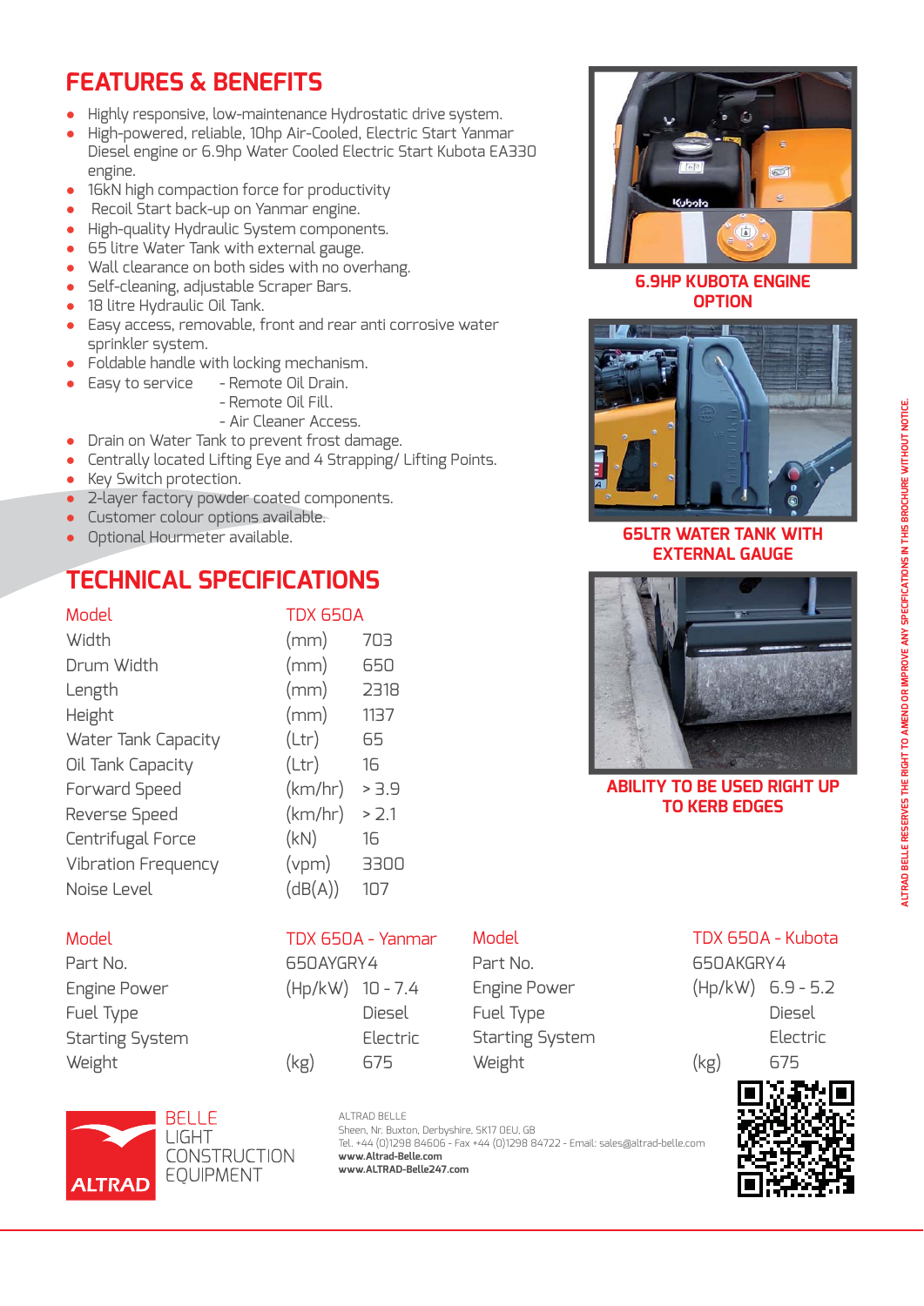## FEATURES & BENEFITS

- Highly responsive, low-maintenance Hydrostatic drive system.
- High-powered, reliable, 10hp Air-Cooled, Electric Start Yanmar Diesel engine or 6.9hp Water Cooled Electric Start Kubota EA330 engine.
- 16kN high compaction force for productivity
- Recoil Start back-up on Yanmar engine.
- High-quality Hydraulic System components.
- 65 litre Water Tank with external gauge.
- Wall clearance on both sides with no overhang.
- Self-cleaning, adjustable Scraper Bars.
- 18 litre Hydraulic Oil Tank.
- Easy access, removable, front and rear anti corrosive water sprinkler system.
- Foldable handle with locking mechanism.
- Easy to service
  - Remote Oil Drain.
  - Remote Oil Fill.
  - Air Cleaner Access.
- Drain on Water Tank to prevent frost damage.
- Centrally located Lifting Eye and 4 Strapping/ Lifting Points.
- Key Switch protection.
- 2-layer factory powder coated components.
- Customer colour options available.
- Optional Hourmeter available.

6.9HP KUBOTA ENGINE OPTION

65LTR WATER TANK WITH EXTERNAL GAUGE

ABILITY TO BE USED RIGHT UP TO KERB EDGES

## TECHNICAL SPECIFICATIONS

| Model | | TDX 650A |
|---|---|---|
| Width | (mm) | 703 |
| Drum Width | (mm) | 650 |
| Length | (mm) | 2318 |
| Height | (mm) | 1137 |
| Water Tank Capacity | (Ltr) | 65 |
| Oil Tank Capacity | (Ltr) | 16 |
| Forward Speed | (km/hr) | > 3.9 |
| Reverse Speed | (km/hr) | > 2.1 |
| Centrifugal Force | (kN) | 16 |
| Vibration Frequency | (vpm) | 3300 |
| Noise Level | (dB(A)) | 107 |

| Model | | TDX 650A - Yanmar |
|---|---|---|
| Part No. | | 650AYGRY4 |
| Engine Power | (Hp/kW) | 10 - 7.4 |
| Fuel Type | | Diesel |
| Starting System | | Electric |
| Weight | (kg) | 675 |

| Model | | TDX 650A - Kubota |
|---|---|---|
| Part No. | | 650AKGRY4 |
| Engine Power | (Hp/kW) | 6.9 - 5.2 |
| Fuel Type | | Diesel |
| Starting System | | Electric |
| Weight | (kg) | 675 |

ALTRAD BELLE LIGHT CONSTRUCTION EQUIPMENT

ALTRAD BELLE
Sheen, Nr. Buxton, Derbyshire, SK17 0EU, GB
Tel. +44 (0)1298 84606 - Fax +44 (0)1298 84722 - Email: sales@altrad-belle.com
**www.Altrad-Belle.com**
**www.ALTRAD-Belle247.com**

ALTRAD BELLE RESERVES THE RIGHT TO AMEND OR IMPROVE ANY SPECIFICATIONS IN THIS BROCHURE WITHOUT NOTICE.